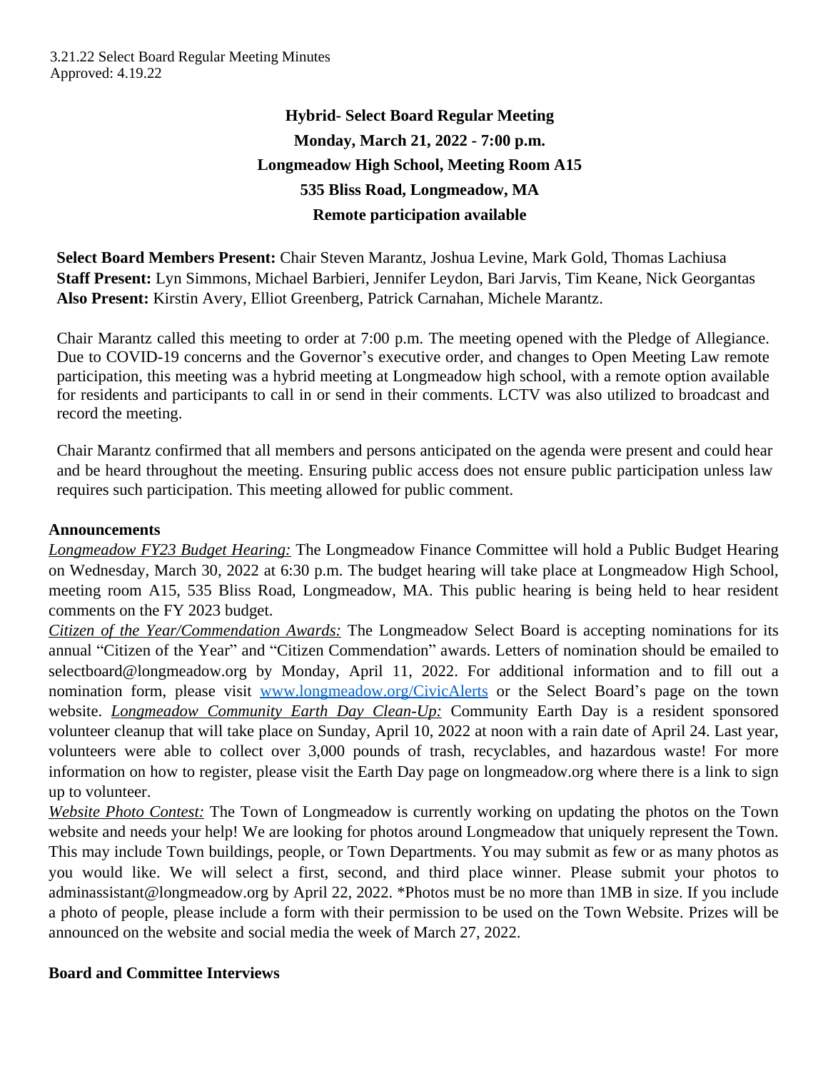3.21.22 Select Board Regular Meeting Minutes
Approved: 4.19.22

**Hybrid- Select Board Regular Meeting**
**Monday, March 21, 2022 - 7:00 p.m.**
**Longmeadow High School, Meeting Room A15**
**535 Bliss Road, Longmeadow, MA**
**Remote participation available**

**Select Board Members Present:** Chair Steven Marantz, Joshua Levine, Mark Gold, Thomas Lachiusa
**Staff Present:** Lyn Simmons, Michael Barbieri, Jennifer Leydon, Bari Jarvis, Tim Keane, Nick Georgantas
**Also Present:** Kirstin Avery, Elliot Greenberg, Patrick Carnahan, Michele Marantz.

Chair Marantz called this meeting to order at 7:00 p.m. The meeting opened with the Pledge of Allegiance. Due to COVID-19 concerns and the Governor's executive order, and changes to Open Meeting Law remote participation, this meeting was a hybrid meeting at Longmeadow high school, with a remote option available for residents and participants to call in or send in their comments. LCTV was also utilized to broadcast and record the meeting.

Chair Marantz confirmed that all members and persons anticipated on the agenda were present and could hear and be heard throughout the meeting. Ensuring public access does not ensure public participation unless law requires such participation. This meeting allowed for public comment.

**Announcements**

*Longmeadow FY23 Budget Hearing:* The Longmeadow Finance Committee will hold a Public Budget Hearing on Wednesday, March 30, 2022 at 6:30 p.m. The budget hearing will take place at Longmeadow High School, meeting room A15, 535 Bliss Road, Longmeadow, MA. This public hearing is being held to hear resident comments on the FY 2023 budget.

*Citizen of the Year/Commendation Awards:* The Longmeadow Select Board is accepting nominations for its annual "Citizen of the Year" and "Citizen Commendation" awards. Letters of nomination should be emailed to selectboard@longmeadow.org by Monday, April 11, 2022. For additional information and to fill out a nomination form, please visit [www.longmeadow.org/CivicAlerts](www.longmeadow.org/CivicAlerts) or the Select Board's page on the town website. *Longmeadow Community Earth Day Clean-Up:* Community Earth Day is a resident sponsored volunteer cleanup that will take place on Sunday, April 10, 2022 at noon with a rain date of April 24. Last year, volunteers were able to collect over 3,000 pounds of trash, recyclables, and hazardous waste! For more information on how to register, please visit the Earth Day page on longmeadow.org where there is a link to sign up to volunteer.

*Website Photo Contest:* The Town of Longmeadow is currently working on updating the photos on the Town website and needs your help! We are looking for photos around Longmeadow that uniquely represent the Town. This may include Town buildings, people, or Town Departments. You may submit as few or as many photos as you would like. We will select a first, second, and third place winner. Please submit your photos to adminassistant@longmeadow.org by April 22, 2022. *Photos must be no more than 1MB in size. If you include a photo of people, please include a form with their permission to be used on the Town Website. Prizes will be announced on the website and social media the week of March 27, 2022.

**Board and Committee Interviews**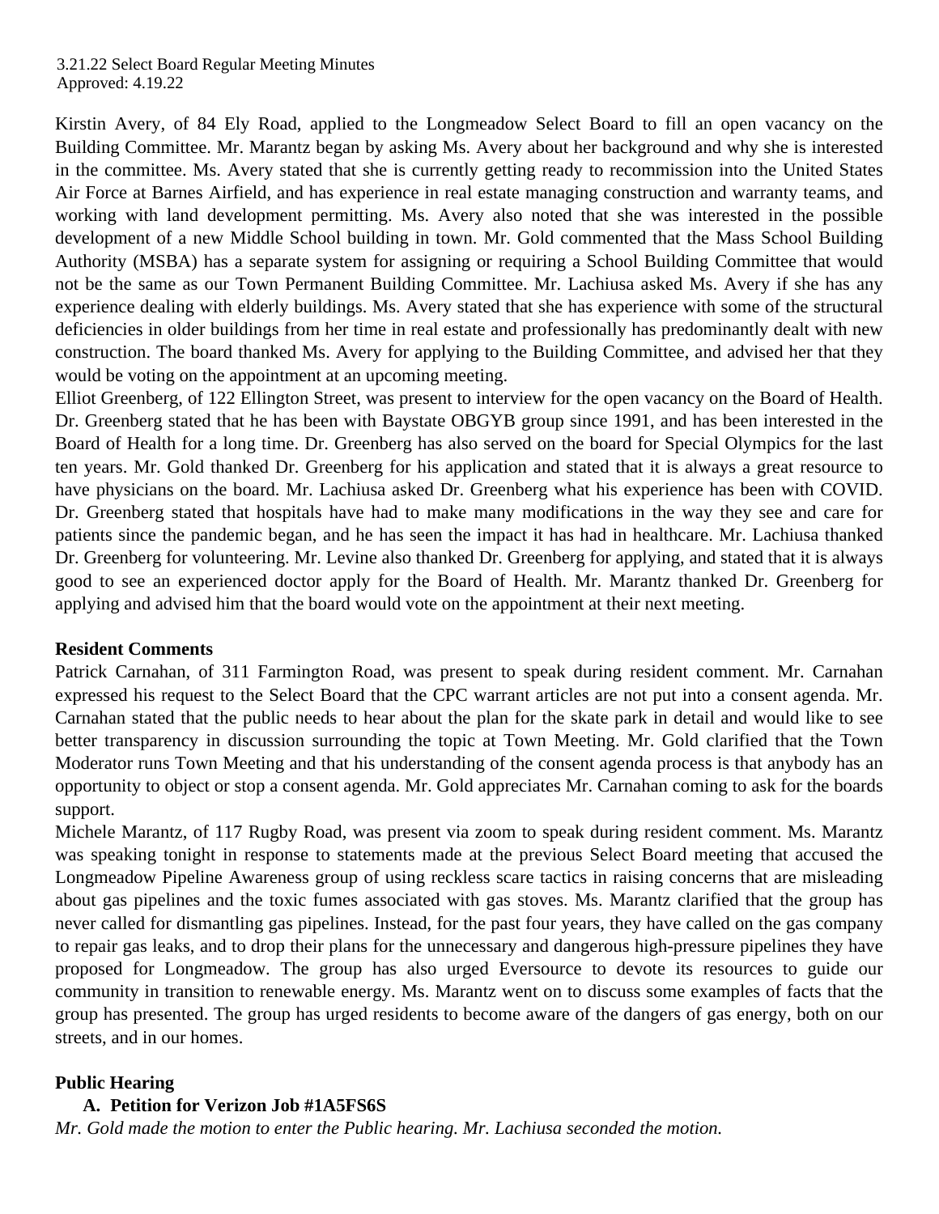Kirstin Avery, of 84 Ely Road, applied to the Longmeadow Select Board to fill an open vacancy on the Building Committee. Mr. Marantz began by asking Ms. Avery about her background and why she is interested in the committee. Ms. Avery stated that she is currently getting ready to recommission into the United States Air Force at Barnes Airfield, and has experience in real estate managing construction and warranty teams, and working with land development permitting. Ms. Avery also noted that she was interested in the possible development of a new Middle School building in town. Mr. Gold commented that the Mass School Building Authority (MSBA) has a separate system for assigning or requiring a School Building Committee that would not be the same as our Town Permanent Building Committee. Mr. Lachiusa asked Ms. Avery if she has any experience dealing with elderly buildings. Ms. Avery stated that she has experience with some of the structural deficiencies in older buildings from her time in real estate and professionally has predominantly dealt with new construction. The board thanked Ms. Avery for applying to the Building Committee, and advised her that they would be voting on the appointment at an upcoming meeting.

Elliot Greenberg, of 122 Ellington Street, was present to interview for the open vacancy on the Board of Health. Dr. Greenberg stated that he has been with Baystate OBGYB group since 1991, and has been interested in the Board of Health for a long time. Dr. Greenberg has also served on the board for Special Olympics for the last ten years. Mr. Gold thanked Dr. Greenberg for his application and stated that it is always a great resource to have physicians on the board. Mr. Lachiusa asked Dr. Greenberg what his experience has been with COVID. Dr. Greenberg stated that hospitals have had to make many modifications in the way they see and care for patients since the pandemic began, and he has seen the impact it has had in healthcare. Mr. Lachiusa thanked Dr. Greenberg for volunteering. Mr. Levine also thanked Dr. Greenberg for applying, and stated that it is always good to see an experienced doctor apply for the Board of Health. Mr. Marantz thanked Dr. Greenberg for applying and advised him that the board would vote on the appointment at their next meeting.

**Resident Comments**

Patrick Carnahan, of 311 Farmington Road, was present to speak during resident comment. Mr. Carnahan expressed his request to the Select Board that the CPC warrant articles are not put into a consent agenda. Mr. Carnahan stated that the public needs to hear about the plan for the skate park in detail and would like to see better transparency in discussion surrounding the topic at Town Meeting. Mr. Gold clarified that the Town Moderator runs Town Meeting and that his understanding of the consent agenda process is that anybody has an opportunity to object or stop a consent agenda. Mr. Gold appreciates Mr. Carnahan coming to ask for the boards support.

Michele Marantz, of 117 Rugby Road, was present via zoom to speak during resident comment. Ms. Marantz was speaking tonight in response to statements made at the previous Select Board meeting that accused the Longmeadow Pipeline Awareness group of using reckless scare tactics in raising concerns that are misleading about gas pipelines and the toxic fumes associated with gas stoves. Ms. Marantz clarified that the group has never called for dismantling gas pipelines. Instead, for the past four years, they have called on the gas company to repair gas leaks, and to drop their plans for the unnecessary and dangerous high-pressure pipelines they have proposed for Longmeadow. The group has also urged Eversource to devote its resources to guide our community in transition to renewable energy. Ms. Marantz went on to discuss some examples of facts that the group has presented. The group has urged residents to become aware of the dangers of gas energy, both on our streets, and in our homes.

**Public Hearing**

**A. Petition for Verizon Job #1A5FS6S**

*Mr. Gold made the motion to enter the Public hearing. Mr. Lachiusa seconded the motion.*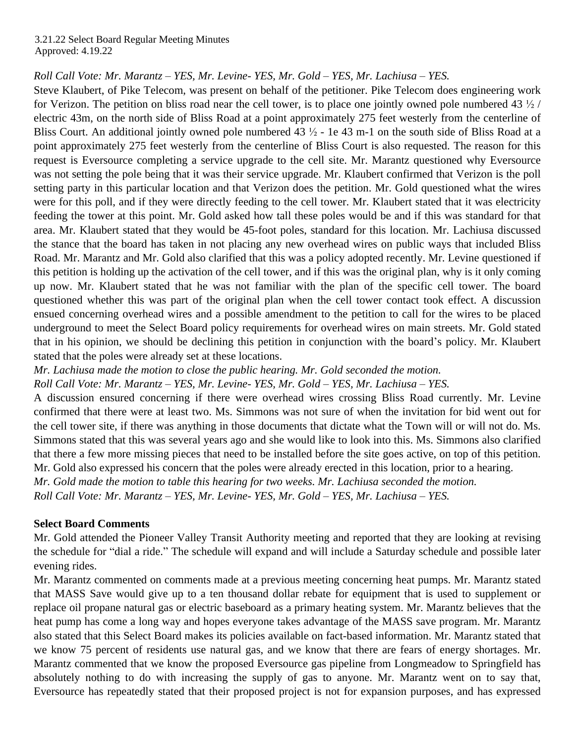*Roll Call Vote: Mr. Marantz – YES, Mr. Levine- YES, Mr. Gold – YES, Mr. Lachiusa – YES.*

Steve Klaubert, of Pike Telecom, was present on behalf of the petitioner. Pike Telecom does engineering work for Verizon. The petition on bliss road near the cell tower, is to place one jointly owned pole numbered 43 ½ / electric 43m, on the north side of Bliss Road at a point approximately 275 feet westerly from the centerline of Bliss Court. An additional jointly owned pole numbered 43 ½ - 1e 43 m-1 on the south side of Bliss Road at a point approximately 275 feet westerly from the centerline of Bliss Court is also requested. The reason for this request is Eversource completing a service upgrade to the cell site. Mr. Marantz questioned why Eversource was not setting the pole being that it was their service upgrade. Mr. Klaubert confirmed that Verizon is the poll setting party in this particular location and that Verizon does the petition. Mr. Gold questioned what the wires were for this poll, and if they were directly feeding to the cell tower. Mr. Klaubert stated that it was electricity feeding the tower at this point. Mr. Gold asked how tall these poles would be and if this was standard for that area. Mr. Klaubert stated that they would be 45-foot poles, standard for this location. Mr. Lachiusa discussed the stance that the board has taken in not placing any new overhead wires on public ways that included Bliss Road. Mr. Marantz and Mr. Gold also clarified that this was a policy adopted recently. Mr. Levine questioned if this petition is holding up the activation of the cell tower, and if this was the original plan, why is it only coming up now. Mr. Klaubert stated that he was not familiar with the plan of the specific cell tower. The board questioned whether this was part of the original plan when the cell tower contact took effect. A discussion ensued concerning overhead wires and a possible amendment to the petition to call for the wires to be placed underground to meet the Select Board policy requirements for overhead wires on main streets. Mr. Gold stated that in his opinion, we should be declining this petition in conjunction with the board's policy. Mr. Klaubert stated that the poles were already set at these locations.

*Mr. Lachiusa made the motion to close the public hearing. Mr. Gold seconded the motion.*

*Roll Call Vote: Mr. Marantz – YES, Mr. Levine- YES, Mr. Gold – YES, Mr. Lachiusa – YES.*

A discussion ensured concerning if there were overhead wires crossing Bliss Road currently. Mr. Levine confirmed that there were at least two. Ms. Simmons was not sure of when the invitation for bid went out for the cell tower site, if there was anything in those documents that dictate what the Town will or will not do. Ms. Simmons stated that this was several years ago and she would like to look into this. Ms. Simmons also clarified that there a few more missing pieces that need to be installed before the site goes active, on top of this petition. Mr. Gold also expressed his concern that the poles were already erected in this location, prior to a hearing.

*Mr. Gold made the motion to table this hearing for two weeks. Mr. Lachiusa seconded the motion.*

*Roll Call Vote: Mr. Marantz – YES, Mr. Levine- YES, Mr. Gold – YES, Mr. Lachiusa – YES.*

**Select Board Comments**

Mr. Gold attended the Pioneer Valley Transit Authority meeting and reported that they are looking at revising the schedule for "dial a ride." The schedule will expand and will include a Saturday schedule and possible later evening rides.

Mr. Marantz commented on comments made at a previous meeting concerning heat pumps. Mr. Marantz stated that MASS Save would give up to a ten thousand dollar rebate for equipment that is used to supplement or replace oil propane natural gas or electric baseboard as a primary heating system. Mr. Marantz believes that the heat pump has come a long way and hopes everyone takes advantage of the MASS save program. Mr. Marantz also stated that this Select Board makes its policies available on fact-based information. Mr. Marantz stated that we know 75 percent of residents use natural gas, and we know that there are fears of energy shortages. Mr. Marantz commented that we know the proposed Eversource gas pipeline from Longmeadow to Springfield has absolutely nothing to do with increasing the supply of gas to anyone. Mr. Marantz went on to say that, Eversource has repeatedly stated that their proposed project is not for expansion purposes, and has expressed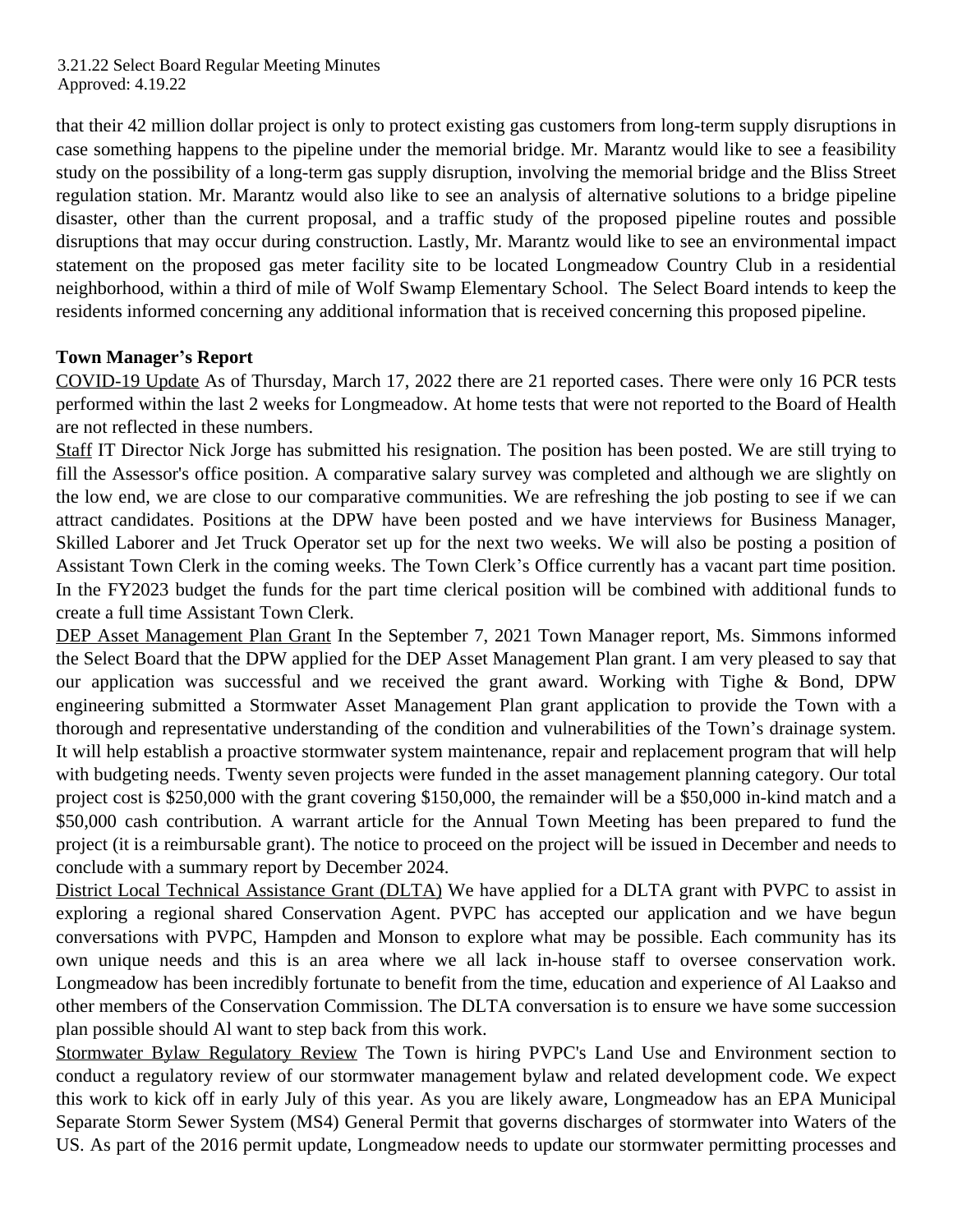that their 42 million dollar project is only to protect existing gas customers from long-term supply disruptions in case something happens to the pipeline under the memorial bridge. Mr. Marantz would like to see a feasibility study on the possibility of a long-term gas supply disruption, involving the memorial bridge and the Bliss Street regulation station. Mr. Marantz would also like to see an analysis of alternative solutions to a bridge pipeline disaster, other than the current proposal, and a traffic study of the proposed pipeline routes and possible disruptions that may occur during construction. Lastly, Mr. Marantz would like to see an environmental impact statement on the proposed gas meter facility site to be located Longmeadow Country Club in a residential neighborhood, within a third of mile of Wolf Swamp Elementary School. The Select Board intends to keep the residents informed concerning any additional information that is received concerning this proposed pipeline.

**Town Manager's Report**

COVID-19 Update As of Thursday, March 17, 2022 there are 21 reported cases. There were only 16 PCR tests performed within the last 2 weeks for Longmeadow. At home tests that were not reported to the Board of Health are not reflected in these numbers.

Staff IT Director Nick Jorge has submitted his resignation. The position has been posted. We are still trying to fill the Assessor's office position. A comparative salary survey was completed and although we are slightly on the low end, we are close to our comparative communities. We are refreshing the job posting to see if we can attract candidates. Positions at the DPW have been posted and we have interviews for Business Manager, Skilled Laborer and Jet Truck Operator set up for the next two weeks. We will also be posting a position of Assistant Town Clerk in the coming weeks. The Town Clerk's Office currently has a vacant part time position. In the FY2023 budget the funds for the part time clerical position will be combined with additional funds to create a full time Assistant Town Clerk.

DEP Asset Management Plan Grant In the September 7, 2021 Town Manager report, Ms. Simmons informed the Select Board that the DPW applied for the DEP Asset Management Plan grant. I am very pleased to say that our application was successful and we received the grant award. Working with Tighe & Bond, DPW engineering submitted a Stormwater Asset Management Plan grant application to provide the Town with a thorough and representative understanding of the condition and vulnerabilities of the Town's drainage system. It will help establish a proactive stormwater system maintenance, repair and replacement program that will help with budgeting needs. Twenty seven projects were funded in the asset management planning category. Our total project cost is $250,000 with the grant covering $150,000, the remainder will be a $50,000 in-kind match and a $50,000 cash contribution. A warrant article for the Annual Town Meeting has been prepared to fund the project (it is a reimbursable grant). The notice to proceed on the project will be issued in December and needs to conclude with a summary report by December 2024.

District Local Technical Assistance Grant (DLTA) We have applied for a DLTA grant with PVPC to assist in exploring a regional shared Conservation Agent. PVPC has accepted our application and we have begun conversations with PVPC, Hampden and Monson to explore what may be possible. Each community has its own unique needs and this is an area where we all lack in-house staff to oversee conservation work. Longmeadow has been incredibly fortunate to benefit from the time, education and experience of Al Laakso and other members of the Conservation Commission. The DLTA conversation is to ensure we have some succession plan possible should Al want to step back from this work.

Stormwater Bylaw Regulatory Review The Town is hiring PVPC's Land Use and Environment section to conduct a regulatory review of our stormwater management bylaw and related development code. We expect this work to kick off in early July of this year. As you are likely aware, Longmeadow has an EPA Municipal Separate Storm Sewer System (MS4) General Permit that governs discharges of stormwater into Waters of the US. As part of the 2016 permit update, Longmeadow needs to update our stormwater permitting processes and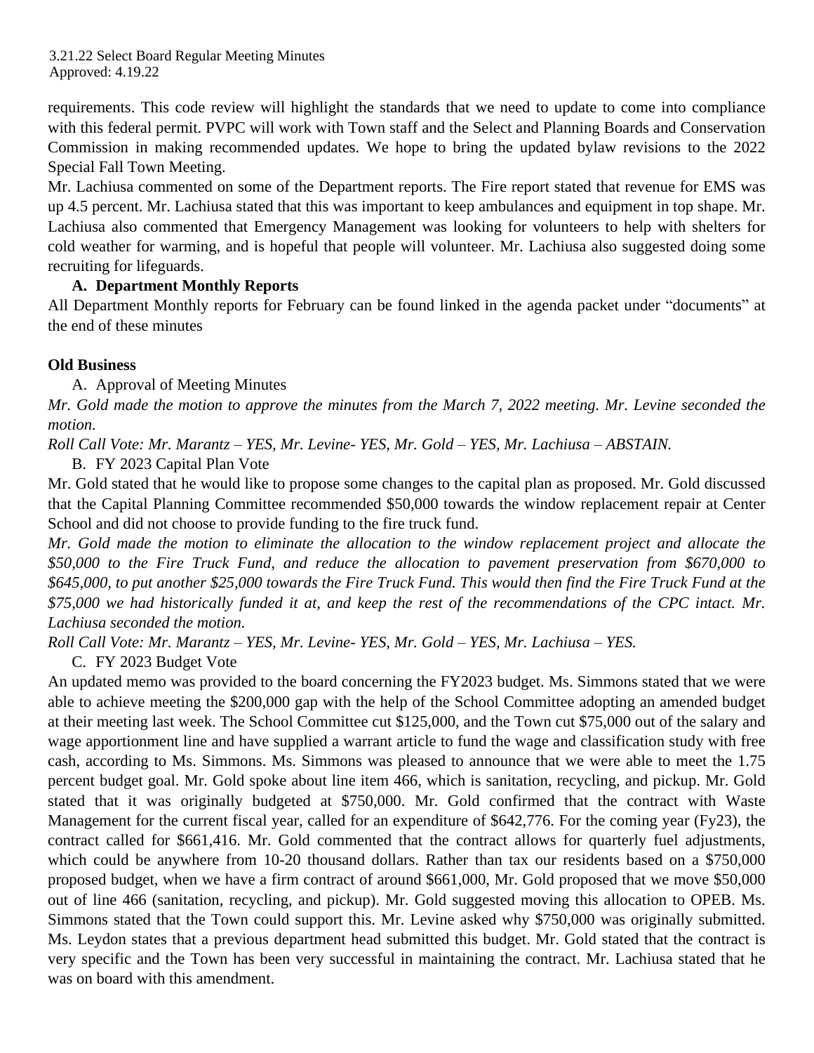requirements. This code review will highlight the standards that we need to update to come into compliance with this federal permit. PVPC will work with Town staff and the Select and Planning Boards and Conservation Commission in making recommended updates. We hope to bring the updated bylaw revisions to the 2022 Special Fall Town Meeting.

Mr. Lachiusa commented on some of the Department reports. The Fire report stated that revenue for EMS was up 4.5 percent. Mr. Lachiusa stated that this was important to keep ambulances and equipment in top shape. Mr. Lachiusa also commented that Emergency Management was looking for volunteers to help with shelters for cold weather for warming, and is hopeful that people will volunteer. Mr. Lachiusa also suggested doing some recruiting for lifeguards.

**A. Department Monthly Reports**

All Department Monthly reports for February can be found linked in the agenda packet under "documents" at the end of these minutes

**Old Business**

A. Approval of Meeting Minutes

*Mr. Gold made the motion to approve the minutes from the March 7, 2022 meeting. Mr. Levine seconded the motion.*

*Roll Call Vote: Mr. Marantz – YES, Mr. Levine- YES, Mr. Gold – YES, Mr. Lachiusa – ABSTAIN.*

B. FY 2023 Capital Plan Vote

Mr. Gold stated that he would like to propose some changes to the capital plan as proposed. Mr. Gold discussed that the Capital Planning Committee recommended $50,000 towards the window replacement repair at Center School and did not choose to provide funding to the fire truck fund.

*Mr. Gold made the motion to eliminate the allocation to the window replacement project and allocate the $50,000 to the Fire Truck Fund, and reduce the allocation to pavement preservation from $670,000 to $645,000, to put another $25,000 towards the Fire Truck Fund. This would then find the Fire Truck Fund at the $75,000 we had historically funded it at, and keep the rest of the recommendations of the CPC intact. Mr. Lachiusa seconded the motion.*

*Roll Call Vote: Mr. Marantz – YES, Mr. Levine- YES, Mr. Gold – YES, Mr. Lachiusa – YES.*

C. FY 2023 Budget Vote

An updated memo was provided to the board concerning the FY2023 budget. Ms. Simmons stated that we were able to achieve meeting the $200,000 gap with the help of the School Committee adopting an amended budget at their meeting last week. The School Committee cut $125,000, and the Town cut $75,000 out of the salary and wage apportionment line and have supplied a warrant article to fund the wage and classification study with free cash, according to Ms. Simmons. Ms. Simmons was pleased to announce that we were able to meet the 1.75 percent budget goal. Mr. Gold spoke about line item 466, which is sanitation, recycling, and pickup. Mr. Gold stated that it was originally budgeted at $750,000. Mr. Gold confirmed that the contract with Waste Management for the current fiscal year, called for an expenditure of $642,776. For the coming year (Fy23), the contract called for $661,416. Mr. Gold commented that the contract allows for quarterly fuel adjustments, which could be anywhere from 10-20 thousand dollars. Rather than tax our residents based on a $750,000 proposed budget, when we have a firm contract of around $661,000, Mr. Gold proposed that we move $50,000 out of line 466 (sanitation, recycling, and pickup). Mr. Gold suggested moving this allocation to OPEB. Ms. Simmons stated that the Town could support this. Mr. Levine asked why $750,000 was originally submitted. Ms. Leydon states that a previous department head submitted this budget. Mr. Gold stated that the contract is very specific and the Town has been very successful in maintaining the contract. Mr. Lachiusa stated that he was on board with this amendment.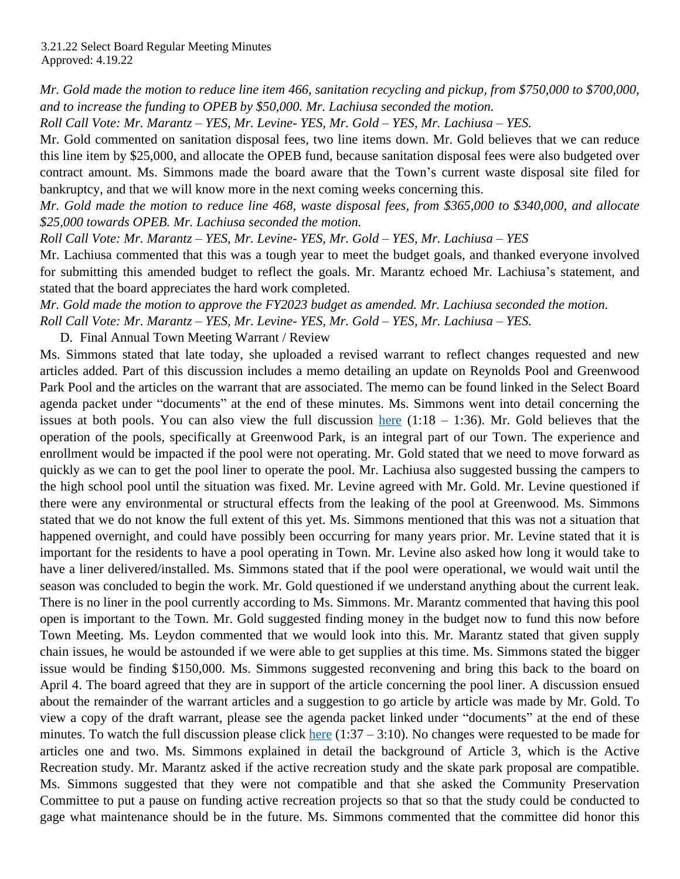*Mr. Gold made the motion to reduce line item 466, sanitation recycling and pickup, from $750,000 to $700,000, and to increase the funding to OPEB by $50,000. Mr. Lachiusa seconded the motion.*

*Roll Call Vote: Mr. Marantz – YES, Mr. Levine- YES, Mr. Gold – YES, Mr. Lachiusa – YES.*

Mr. Gold commented on sanitation disposal fees, two line items down. Mr. Gold believes that we can reduce this line item by $25,000, and allocate the OPEB fund, because sanitation disposal fees were also budgeted over contract amount. Ms. Simmons made the board aware that the Town's current waste disposal site filed for bankruptcy, and that we will know more in the next coming weeks concerning this.

*Mr. Gold made the motion to reduce line 468, waste disposal fees, from $365,000 to $340,000, and allocate $25,000 towards OPEB. Mr. Lachiusa seconded the motion.*

*Roll Call Vote: Mr. Marantz – YES, Mr. Levine- YES, Mr. Gold – YES, Mr. Lachiusa – YES*

Mr. Lachiusa commented that this was a tough year to meet the budget goals, and thanked everyone involved for submitting this amended budget to reflect the goals. Mr. Marantz echoed Mr. Lachiusa's statement, and stated that the board appreciates the hard work completed.

*Mr. Gold made the motion to approve the FY2023 budget as amended. Mr. Lachiusa seconded the motion.*

*Roll Call Vote: Mr. Marantz – YES, Mr. Levine- YES, Mr. Gold – YES, Mr. Lachiusa – YES.*

D. Final Annual Town Meeting Warrant / Review

Ms. Simmons stated that late today, she uploaded a revised warrant to reflect changes requested and new articles added. Part of this discussion includes a memo detailing an update on Reynolds Pool and Greenwood Park Pool and the articles on the warrant that are associated. The memo can be found linked in the Select Board agenda packet under "documents" at the end of these minutes. Ms. Simmons went into detail concerning the issues at both pools. You can also view the full discussion here (1:18 – 1:36). Mr. Gold believes that the operation of the pools, specifically at Greenwood Park, is an integral part of our Town. The experience and enrollment would be impacted if the pool were not operating. Mr. Gold stated that we need to move forward as quickly as we can to get the pool liner to operate the pool. Mr. Lachiusa also suggested bussing the campers to the high school pool until the situation was fixed. Mr. Levine agreed with Mr. Gold. Mr. Levine questioned if there were any environmental or structural effects from the leaking of the pool at Greenwood. Ms. Simmons stated that we do not know the full extent of this yet. Ms. Simmons mentioned that this was not a situation that happened overnight, and could have possibly been occurring for many years prior. Mr. Levine stated that it is important for the residents to have a pool operating in Town. Mr. Levine also asked how long it would take to have a liner delivered/installed. Ms. Simmons stated that if the pool were operational, we would wait until the season was concluded to begin the work. Mr. Gold questioned if we understand anything about the current leak. There is no liner in the pool currently according to Ms. Simmons. Mr. Marantz commented that having this pool open is important to the Town. Mr. Gold suggested finding money in the budget now to fund this now before Town Meeting. Ms. Leydon commented that we would look into this. Mr. Marantz stated that given supply chain issues, he would be astounded if we were able to get supplies at this time. Ms. Simmons stated the bigger issue would be finding $150,000. Ms. Simmons suggested reconvening and bring this back to the board on April 4. The board agreed that they are in support of the article concerning the pool liner. A discussion ensued about the remainder of the warrant articles and a suggestion to go article by article was made by Mr. Gold. To view a copy of the draft warrant, please see the agenda packet linked under "documents" at the end of these minutes. To watch the full discussion please click here (1:37 – 3:10). No changes were requested to be made for articles one and two. Ms. Simmons explained in detail the background of Article 3, which is the Active Recreation study. Mr. Marantz asked if the active recreation study and the skate park proposal are compatible. Ms. Simmons suggested that they were not compatible and that she asked the Community Preservation Committee to put a pause on funding active recreation projects so that so that the study could be conducted to gage what maintenance should be in the future. Ms. Simmons commented that the committee did honor this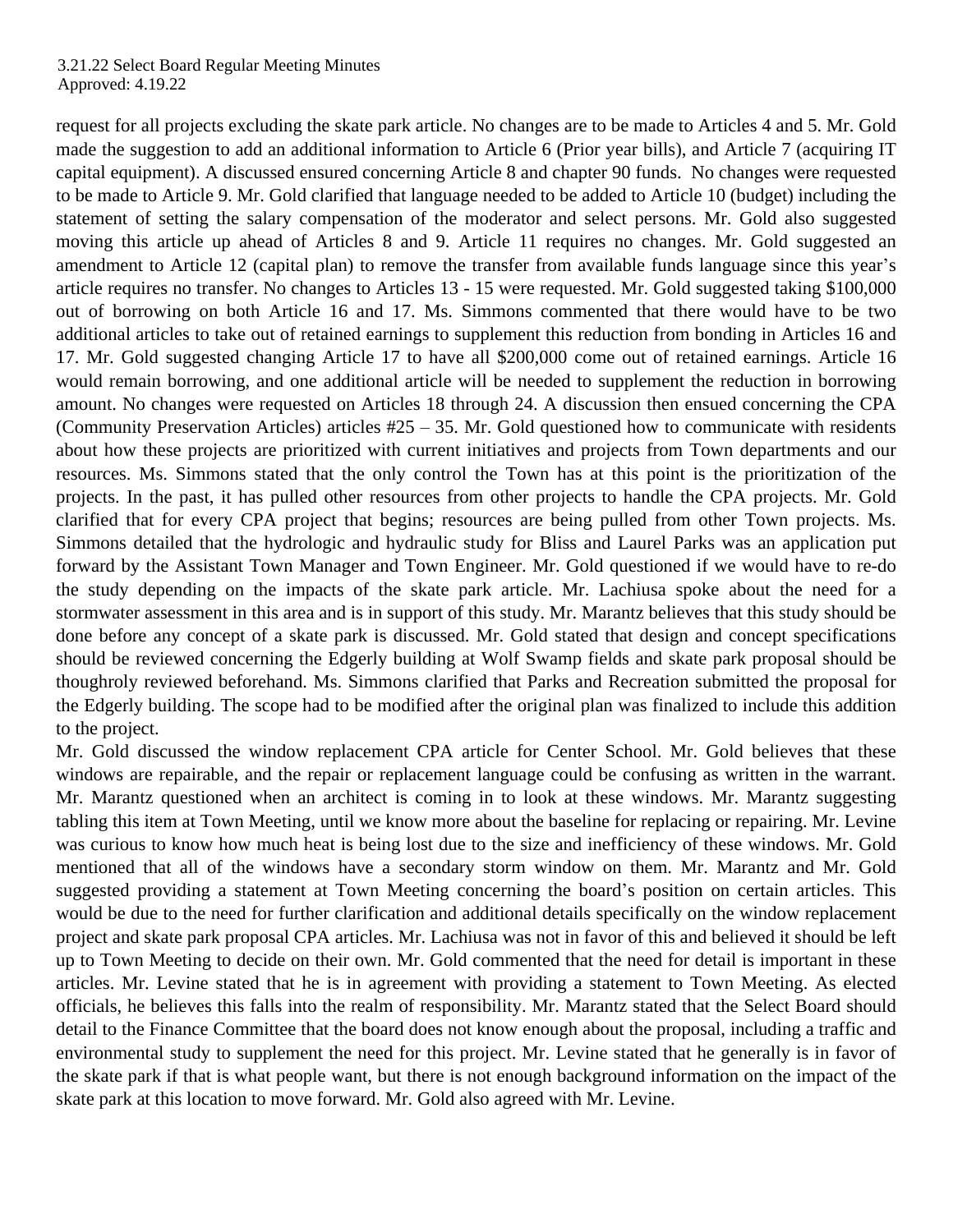request for all projects excluding the skate park article. No changes are to be made to Articles 4 and 5. Mr. Gold made the suggestion to add an additional information to Article 6 (Prior year bills), and Article 7 (acquiring IT capital equipment). A discussed ensured concerning Article 8 and chapter 90 funds. No changes were requested to be made to Article 9. Mr. Gold clarified that language needed to be added to Article 10 (budget) including the statement of setting the salary compensation of the moderator and select persons. Mr. Gold also suggested moving this article up ahead of Articles 8 and 9. Article 11 requires no changes. Mr. Gold suggested an amendment to Article 12 (capital plan) to remove the transfer from available funds language since this year's article requires no transfer. No changes to Articles 13 - 15 were requested. Mr. Gold suggested taking $100,000 out of borrowing on both Article 16 and 17. Ms. Simmons commented that there would have to be two additional articles to take out of retained earnings to supplement this reduction from bonding in Articles 16 and 17. Mr. Gold suggested changing Article 17 to have all $200,000 come out of retained earnings. Article 16 would remain borrowing, and one additional article will be needed to supplement the reduction in borrowing amount. No changes were requested on Articles 18 through 24. A discussion then ensued concerning the CPA (Community Preservation Articles) articles #25 – 35. Mr. Gold questioned how to communicate with residents about how these projects are prioritized with current initiatives and projects from Town departments and our resources. Ms. Simmons stated that the only control the Town has at this point is the prioritization of the projects. In the past, it has pulled other resources from other projects to handle the CPA projects. Mr. Gold clarified that for every CPA project that begins; resources are being pulled from other Town projects. Ms. Simmons detailed that the hydrologic and hydraulic study for Bliss and Laurel Parks was an application put forward by the Assistant Town Manager and Town Engineer. Mr. Gold questioned if we would have to re-do the study depending on the impacts of the skate park article. Mr. Lachiusa spoke about the need for a stormwater assessment in this area and is in support of this study. Mr. Marantz believes that this study should be done before any concept of a skate park is discussed. Mr. Gold stated that design and concept specifications should be reviewed concerning the Edgerly building at Wolf Swamp fields and skate park proposal should be thoughroly reviewed beforehand. Ms. Simmons clarified that Parks and Recreation submitted the proposal for the Edgerly building. The scope had to be modified after the original plan was finalized to include this addition to the project.

Mr. Gold discussed the window replacement CPA article for Center School. Mr. Gold believes that these windows are repairable, and the repair or replacement language could be confusing as written in the warrant. Mr. Marantz questioned when an architect is coming in to look at these windows. Mr. Marantz suggesting tabling this item at Town Meeting, until we know more about the baseline for replacing or repairing. Mr. Levine was curious to know how much heat is being lost due to the size and inefficiency of these windows. Mr. Gold mentioned that all of the windows have a secondary storm window on them. Mr. Marantz and Mr. Gold suggested providing a statement at Town Meeting concerning the board's position on certain articles. This would be due to the need for further clarification and additional details specifically on the window replacement project and skate park proposal CPA articles. Mr. Lachiusa was not in favor of this and believed it should be left up to Town Meeting to decide on their own. Mr. Gold commented that the need for detail is important in these articles. Mr. Levine stated that he is in agreement with providing a statement to Town Meeting. As elected officials, he believes this falls into the realm of responsibility. Mr. Marantz stated that the Select Board should detail to the Finance Committee that the board does not know enough about the proposal, including a traffic and environmental study to supplement the need for this project. Mr. Levine stated that he generally is in favor of the skate park if that is what people want, but there is not enough background information on the impact of the skate park at this location to move forward. Mr. Gold also agreed with Mr. Levine.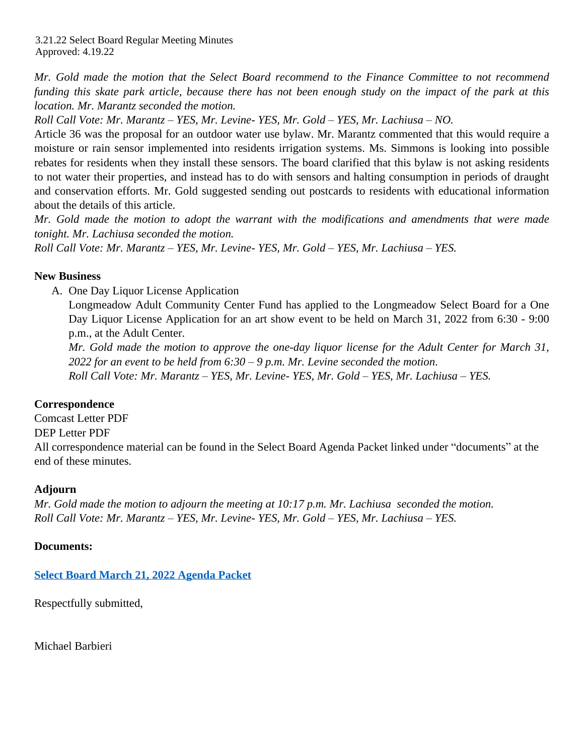*Mr. Gold made the motion that the Select Board recommend to the Finance Committee to not recommend funding this skate park article, because there has not been enough study on the impact of the park at this location. Mr. Marantz seconded the motion.*

*Roll Call Vote: Mr. Marantz – YES, Mr. Levine- YES, Mr. Gold – YES, Mr. Lachiusa – NO.*

Article 36 was the proposal for an outdoor water use bylaw. Mr. Marantz commented that this would require a moisture or rain sensor implemented into residents irrigation systems. Ms. Simmons is looking into possible rebates for residents when they install these sensors. The board clarified that this bylaw is not asking residents to not water their properties, and instead has to do with sensors and halting consumption in periods of draught and conservation efforts. Mr. Gold suggested sending out postcards to residents with educational information about the details of this article.

*Mr. Gold made the motion to adopt the warrant with the modifications and amendments that were made tonight. Mr. Lachiusa seconded the motion.*

*Roll Call Vote: Mr. Marantz – YES, Mr. Levine- YES, Mr. Gold – YES, Mr. Lachiusa – YES.*

**New Business**

A. One Day Liquor License Application

   Longmeadow Adult Community Center Fund has applied to the Longmeadow Select Board for a One Day Liquor License Application for an art show event to be held on March 31, 2022 from 6:30 - 9:00 p.m., at the Adult Center.

   *Mr. Gold made the motion to approve the one-day liquor license for the Adult Center for March 31, 2022 for an event to be held from 6:30 – 9 p.m. Mr. Levine seconded the motion.*

   *Roll Call Vote: Mr. Marantz – YES, Mr. Levine- YES, Mr. Gold – YES, Mr. Lachiusa – YES.*

**Correspondence**

Comcast Letter PDF

DEP Letter PDF

All correspondence material can be found in the Select Board Agenda Packet linked under "documents" at the end of these minutes.

**Adjourn**

*Mr. Gold made the motion to adjourn the meeting at 10:17 p.m. Mr. Lachiusa seconded the motion.*

*Roll Call Vote: Mr. Marantz – YES, Mr. Levine- YES, Mr. Gold – YES, Mr. Lachiusa – YES.*

**Documents:**

**Select Board March 21, 2022 Agenda Packet**

Respectfully submitted,

Michael Barbieri